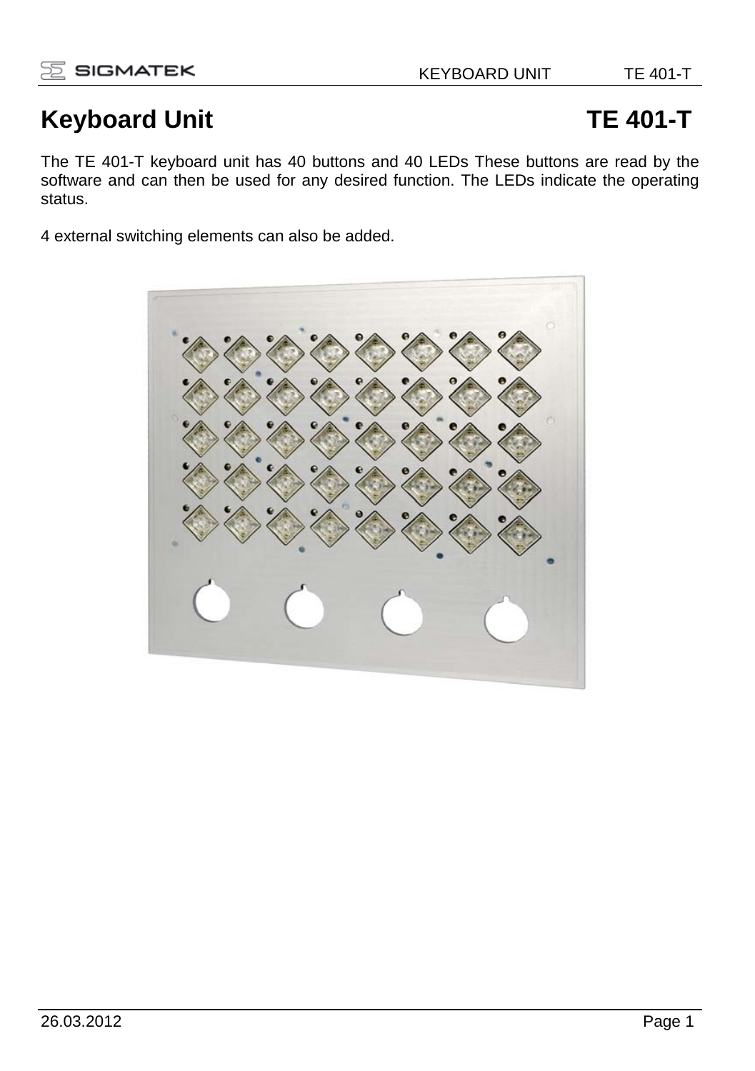# Keyboard Unit TE 401-T

The TE 401-T keyboard unit has 40 buttons and 40 LEDs These buttons are read by the software and can then be used for any desired function. The LEDs indicate the operating status.

4 external switching elements can also be added.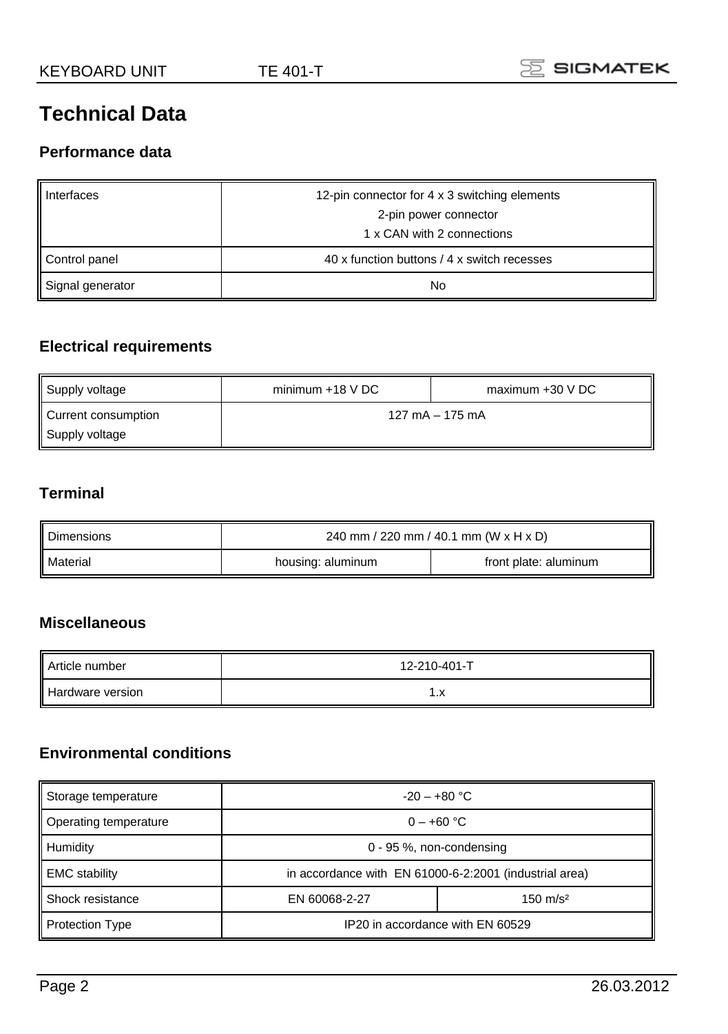# Technical Data

## Performance data

| | |
|---|---|
| Interfaces | 12-pin connector for 4 x 3 switching elements<br>2-pin power connector<br>1 x CAN with 2 connections |
| Control panel | 40 x function buttons / 4 x switch recesses |
| Signal generator | No |

## Electrical requirements

| | | |
|---|---|---|
| Supply voltage | minimum +18 V DC | maximum +30 V DC |
| Current consumption<br>Supply voltage | 127 mA – 175 mA | |

## Terminal

| | | |
|---|---|---|
| Dimensions | 240 mm / 220 mm / 40.1 mm (W x H x D) | |
| Material | housing: aluminum | front plate: aluminum |

## Miscellaneous

| | |
|---|---|
| Article number | 12-210-401-T |
| Hardware version | 1.x |

## Environmental conditions

| | | |
|---|---|---|
| Storage temperature | -20 – +80 °C | |
| Operating temperature | 0 – +60 °C | |
| Humidity | 0 - 95 %, non-condensing | |
| EMC stability | in accordance with EN 61000-6-2:2001 (industrial area) | |
| Shock resistance | EN 60068-2-27 | 150 m/s² |
| Protection Type | IP20 in accordance with EN 60529 | |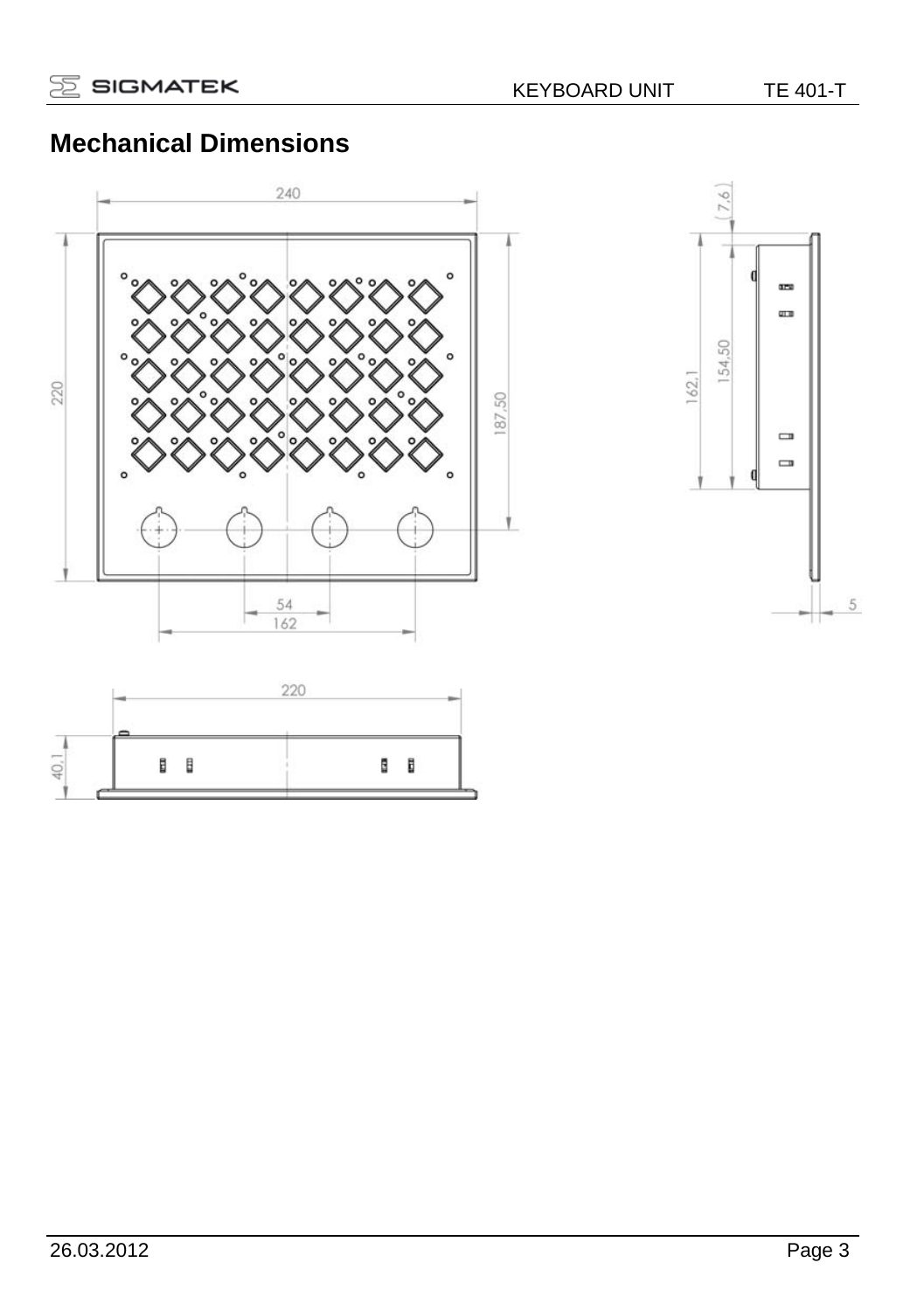## Mechanical Dimensions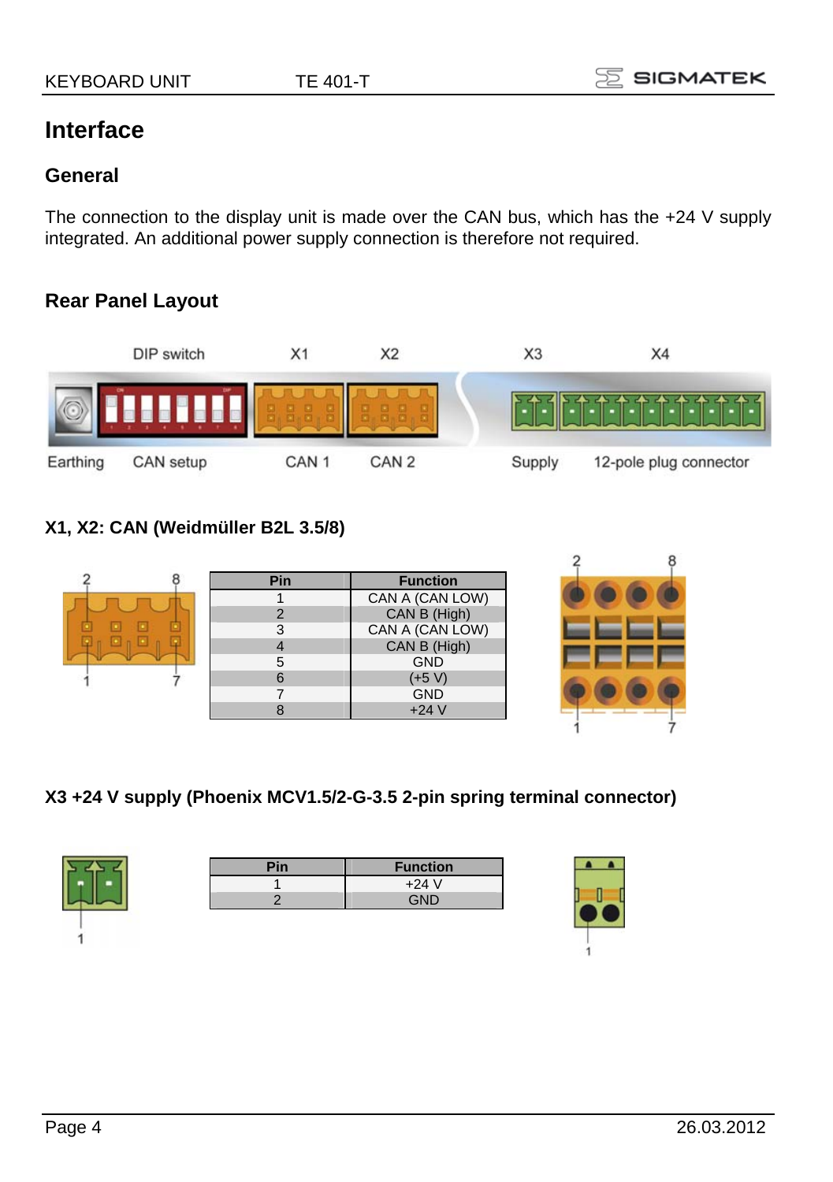# Interface

## General

The connection to the display unit is made over the CAN bus, which has the +24 V supply integrated. An additional power supply connection is therefore not required.

## Rear Panel Layout

### X1, X2: CAN (Weidmüller B2L 3.5/8)

| Pin | Function |
|---|---|
| 1 | CAN A (CAN LOW) |
| 2 | CAN B (High) |
| 3 | CAN A (CAN LOW) |
| 4 | CAN B (High) |
| 5 | GND |
| 6 | (+5 V) |
| 7 | GND |
| 8 | +24 V |

### X3 +24 V supply (Phoenix MCV1.5/2-G-3.5 2-pin spring terminal connector)

| Pin | Function |
|---|---|
| 1 | +24 V |
| 2 | GND |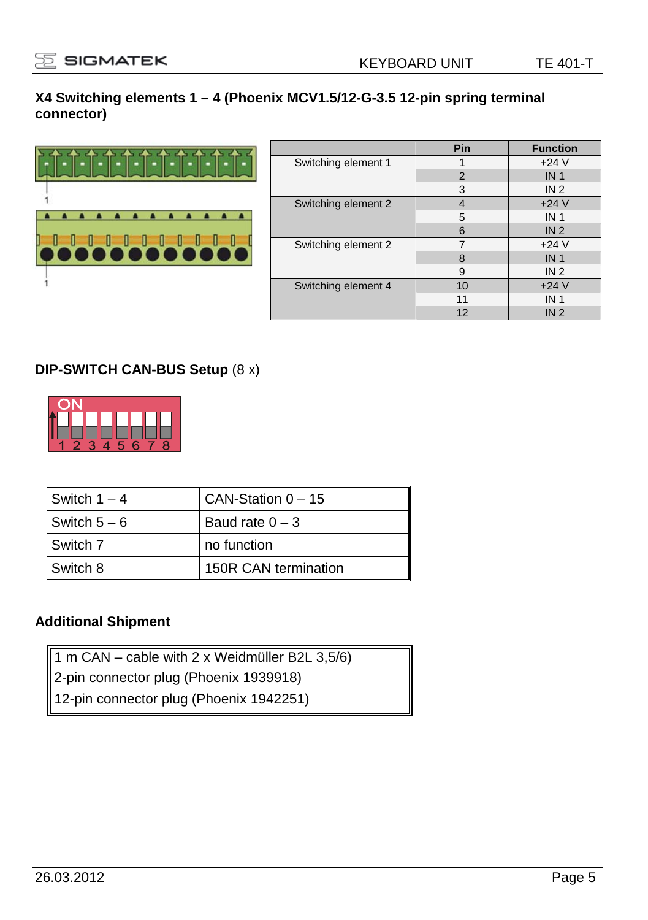### X4 Switching elements 1 – 4 (Phoenix MCV1.5/12-G-3.5 12-pin spring terminal connector)

|  | Pin | Function |
|---|---|---|
| Switching element 1 | 1 | +24 V |
|  | 2 | IN 1 |
|  | 3 | IN 2 |
| Switching element 2 | 4 | +24 V |
|  | 5 | IN 1 |
|  | 6 | IN 2 |
| Switching element 2 | 7 | +24 V |
|  | 8 | IN 1 |
|  | 9 | IN 2 |
| Switching element 4 | 10 | +24 V |
|  | 11 | IN 1 |
|  | 12 | IN 2 |

### DIP-SWITCH CAN-BUS Setup (8 x)

| | |
|---|---|
| Switch 1 – 4 | CAN-Station 0 – 15 |
| Switch 5 – 6 | Baud rate 0 – 3 |
| Switch 7 | no function |
| Switch 8 | 150R CAN termination |

### Additional Shipment

1 m CAN – cable with 2 x Weidmüller B2L 3,5/6)
2-pin connector plug (Phoenix 1939918)
12-pin connector plug (Phoenix 1942251)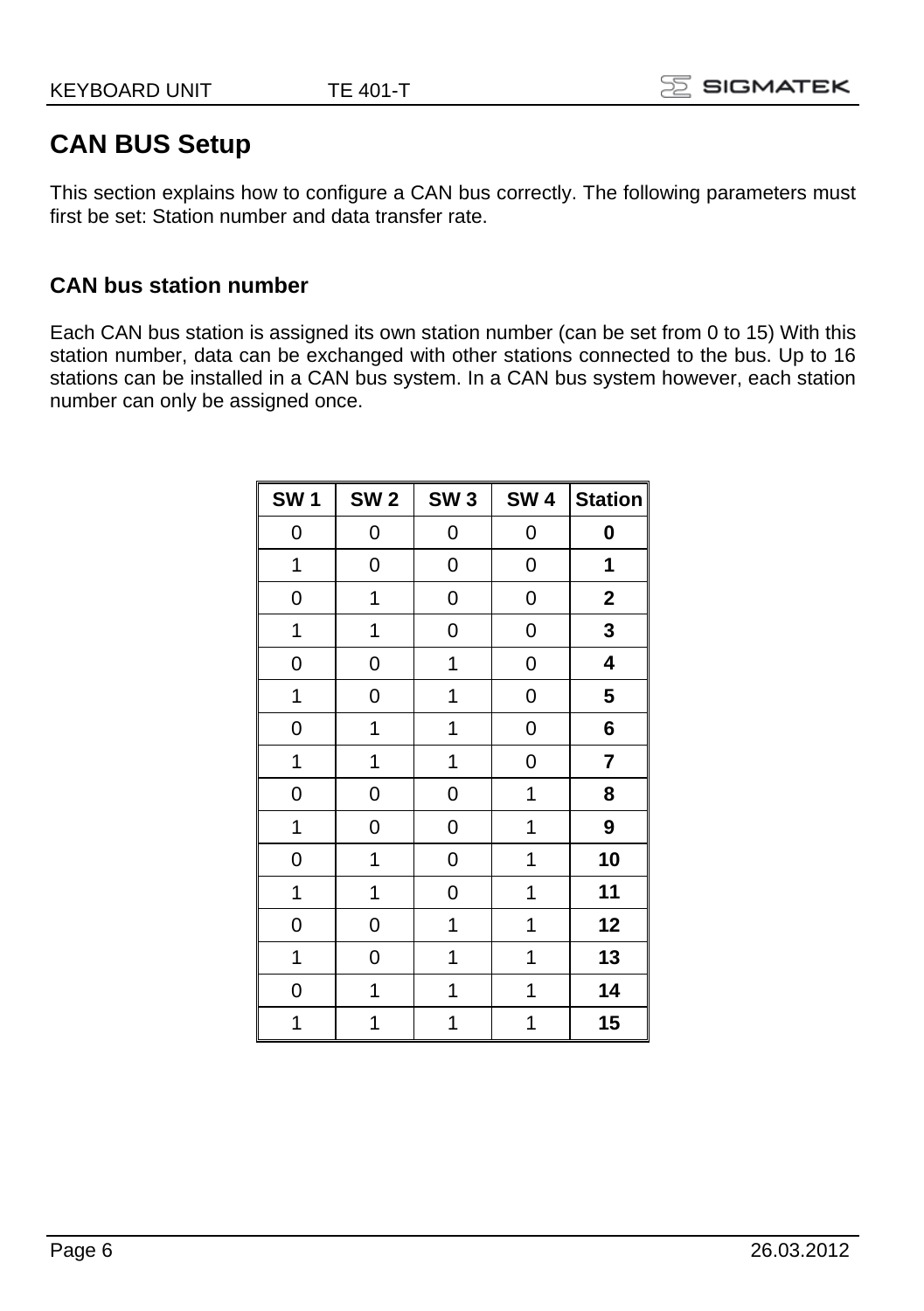# CAN BUS Setup

This section explains how to configure a CAN bus correctly. The following parameters must first be set: Station number and data transfer rate.

## CAN bus station number

Each CAN bus station is assigned its own station number (can be set from 0 to 15) With this station number, data can be exchanged with other stations connected to the bus. Up to 16 stations can be installed in a CAN bus system. In a CAN bus system however, each station number can only be assigned once.

| SW 1 | SW 2 | SW 3 | SW 4 | Station |
|---|---|---|---|---|
| 0 | 0 | 0 | 0 | **0** |
| 1 | 0 | 0 | 0 | **1** |
| 0 | 1 | 0 | 0 | **2** |
| 1 | 1 | 0 | 0 | **3** |
| 0 | 0 | 1 | 0 | **4** |
| 1 | 0 | 1 | 0 | **5** |
| 0 | 1 | 1 | 0 | **6** |
| 1 | 1 | 1 | 0 | **7** |
| 0 | 0 | 0 | 1 | **8** |
| 1 | 0 | 0 | 1 | **9** |
| 0 | 1 | 0 | 1 | **10** |
| 1 | 1 | 0 | 1 | **11** |
| 0 | 0 | 1 | 1 | **12** |
| 1 | 0 | 1 | 1 | **13** |
| 0 | 1 | 1 | 1 | **14** |
| 1 | 1 | 1 | 1 | **15** |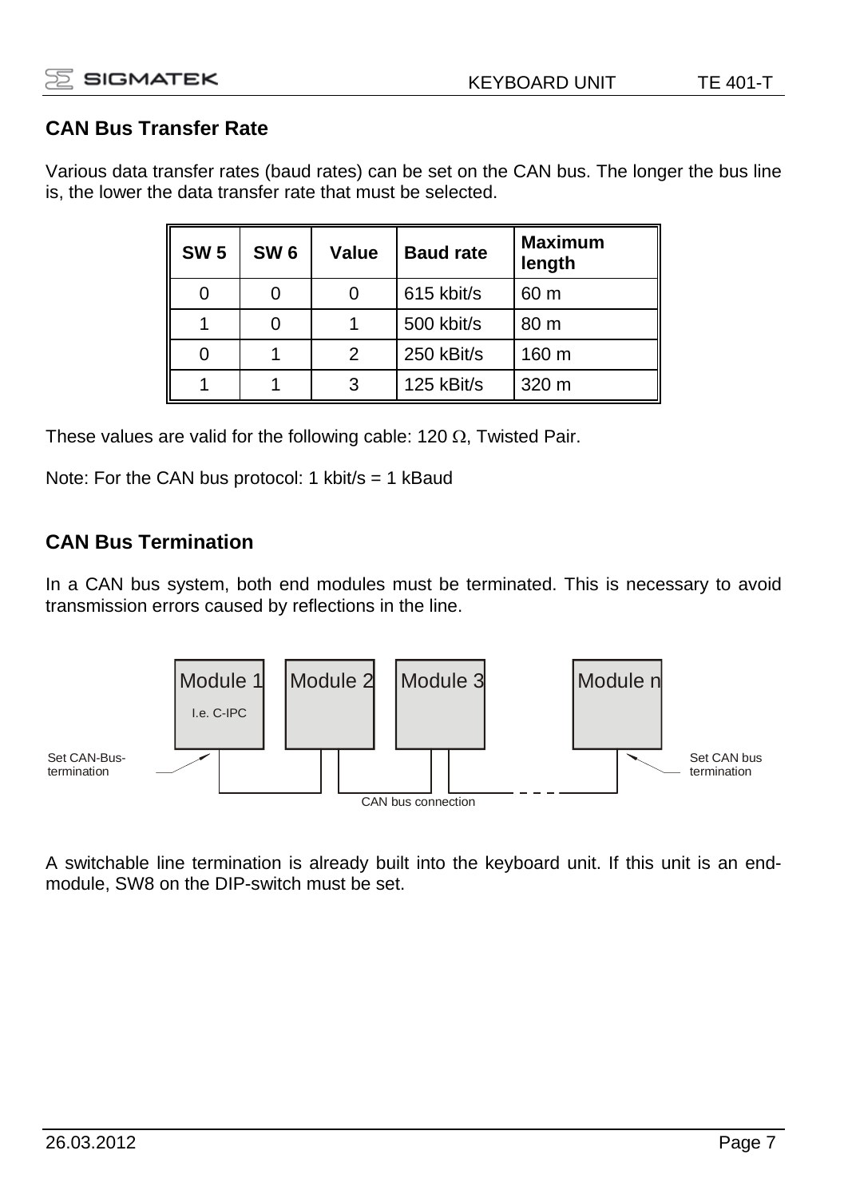## CAN Bus Transfer Rate

Various data transfer rates (baud rates) can be set on the CAN bus. The longer the bus line is, the lower the data transfer rate that must be selected.

| SW 5 | SW 6 | Value | Baud rate | Maximum length |
|---|---|---|---|---|
| 0 | 0 | 0 | 615 kbit/s | 60 m |
| 1 | 0 | 1 | 500 kbit/s | 80 m |
| 0 | 1 | 2 | 250 kBit/s | 160 m |
| 1 | 1 | 3 | 125 kBit/s | 320 m |

These values are valid for the following cable: 120 Ω, Twisted Pair.

Note: For the CAN bus protocol: 1 kbit/s = 1 kBaud

## CAN Bus Termination

In a CAN bus system, both end modules must be terminated. This is necessary to avoid transmission errors caused by reflections in the line.

Module 1 (I.e. C-IPC) | Module 2 | Module 3 | Module n

Set CAN-Bus-termination — CAN bus connection — Set CAN bus termination

A switchable line termination is already built into the keyboard unit. If this unit is an end-module, SW8 on the DIP-switch must be set.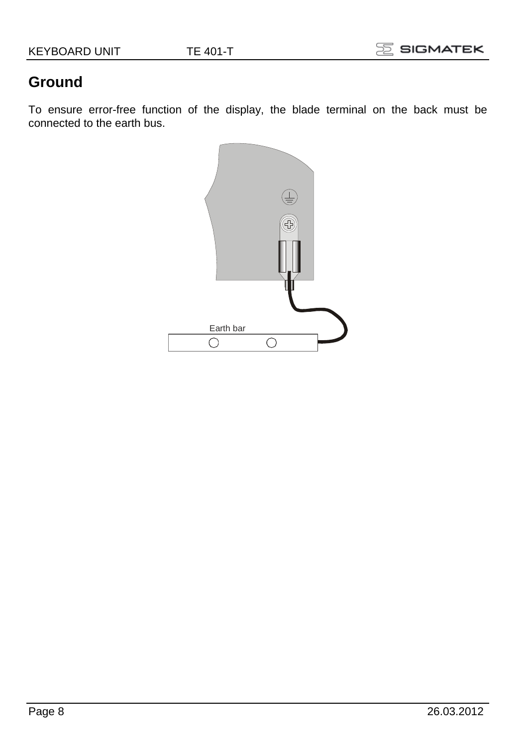## Ground

To ensure error-free function of the display, the blade terminal on the back must be connected to the earth bus.

Earth bar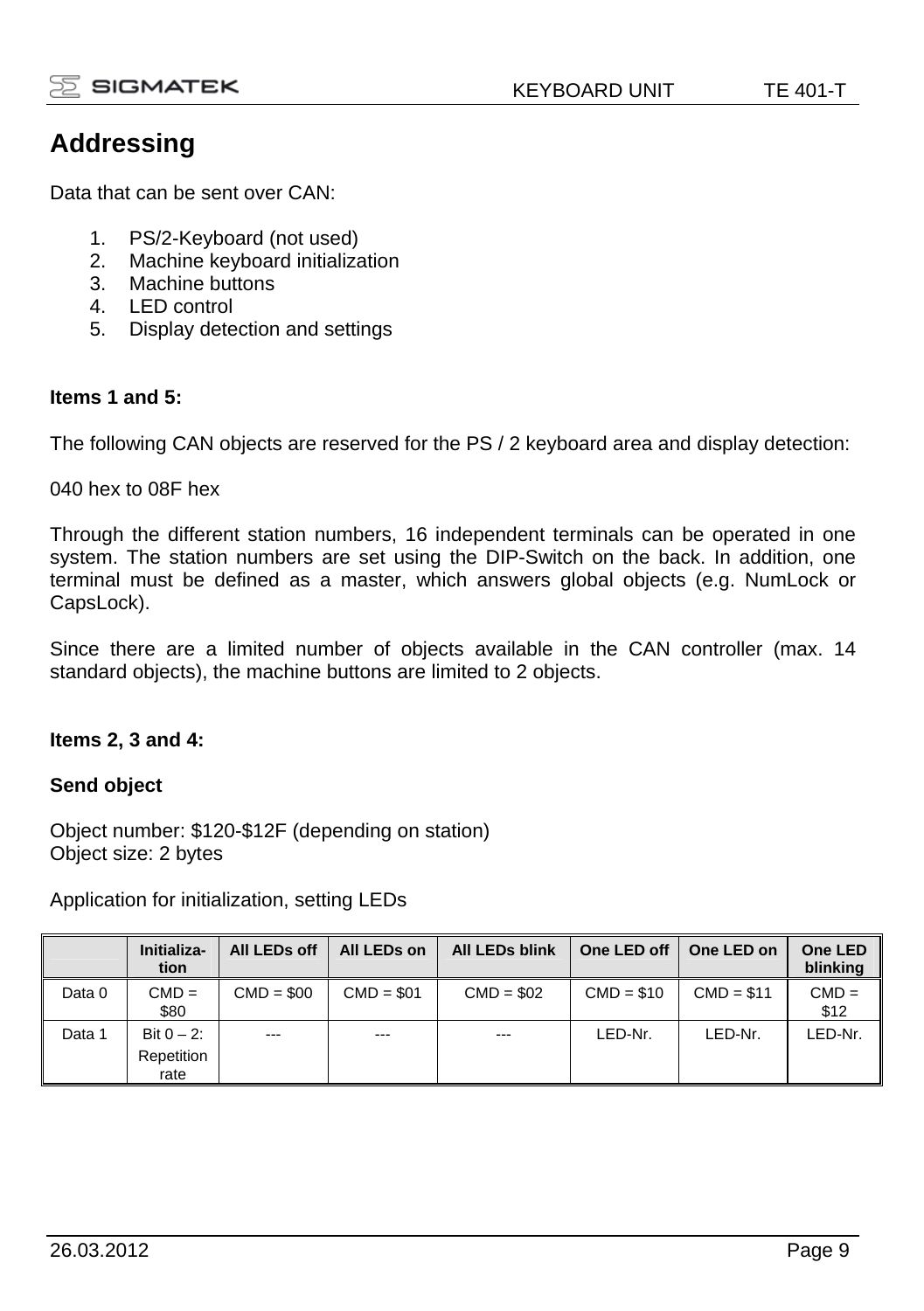# Addressing

Data that can be sent over CAN:

1. PS/2-Keyboard (not used)
2. Machine keyboard initialization
3. Machine buttons
4. LED control
5. Display detection and settings

**Items 1 and 5:**

The following CAN objects are reserved for the PS / 2 keyboard area and display detection:

040 hex to 08F hex

Through the different station numbers, 16 independent terminals can be operated in one system. The station numbers are set using the DIP-Switch on the back. In addition, one terminal must be defined as a master, which answers global objects (e.g. NumLock or CapsLock).

Since there are a limited number of objects available in the CAN controller (max. 14 standard objects), the machine buttons are limited to 2 objects.

**Items 2, 3 and 4:**

**Send object**

Object number: $120-$12F (depending on station)
Object size: 2 bytes

Application for initialization, setting LEDs

| | Initialization | All LEDs off | All LEDs on | All LEDs blink | One LED off | One LED on | One LED blinking |
|---|---|---|---|---|---|---|---|
| Data 0 | CMD = $80 | CMD = $00 | CMD = $01 | CMD = $02 | CMD = $10 | CMD = $11 | CMD = $12 |
| Data 1 | Bit 0 – 2: Repetition rate | --- | --- | --- | LED-Nr. | LED-Nr. | LED-Nr. |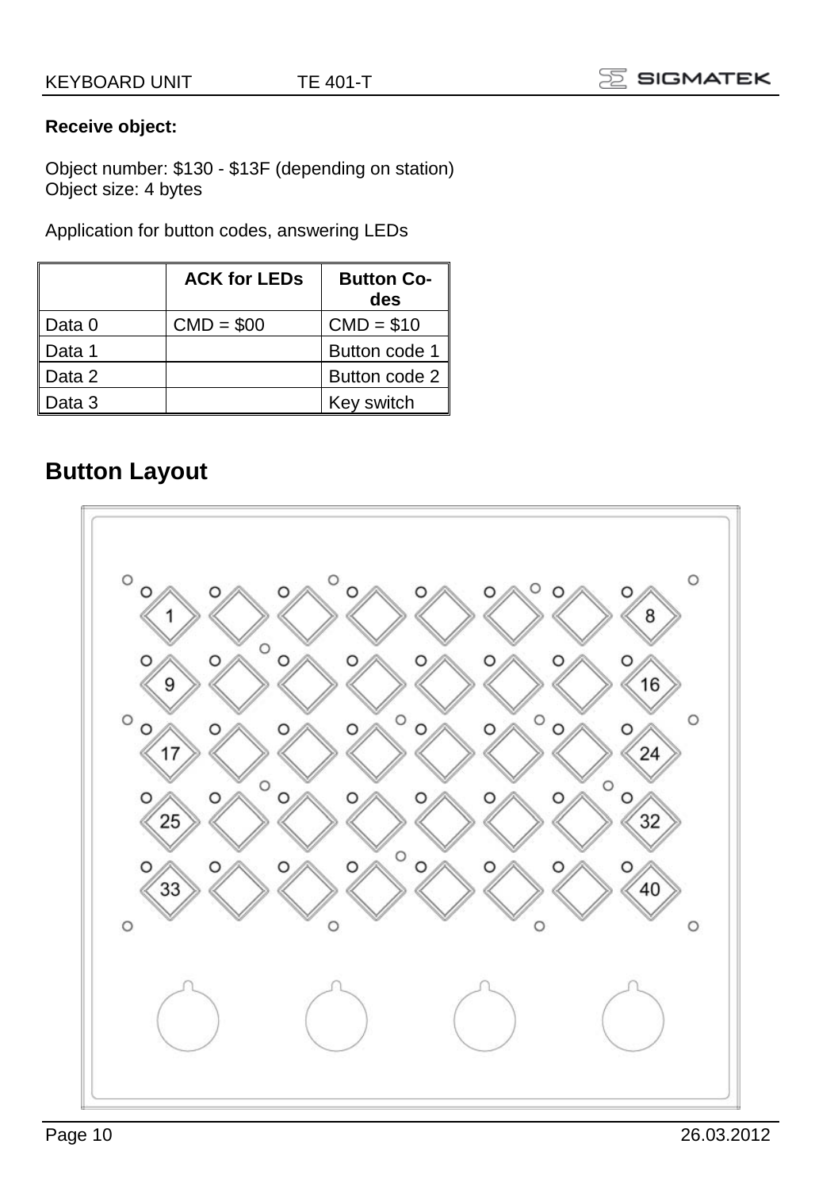**Receive object:**

Object number: $130 - $13F (depending on station)
Object size: 4 bytes

Application for button codes, answering LEDs

| | ACK for LEDs | Button Co-des |
|---|---|---|
| Data 0 | CMD = $00 | CMD = $10 |
| Data 1 | | Button code 1 |
| Data 2 | | Button code 2 |
| Data 3 | | Key switch |

## Button Layout

1
8
9
16
17
24
25
32
33
40